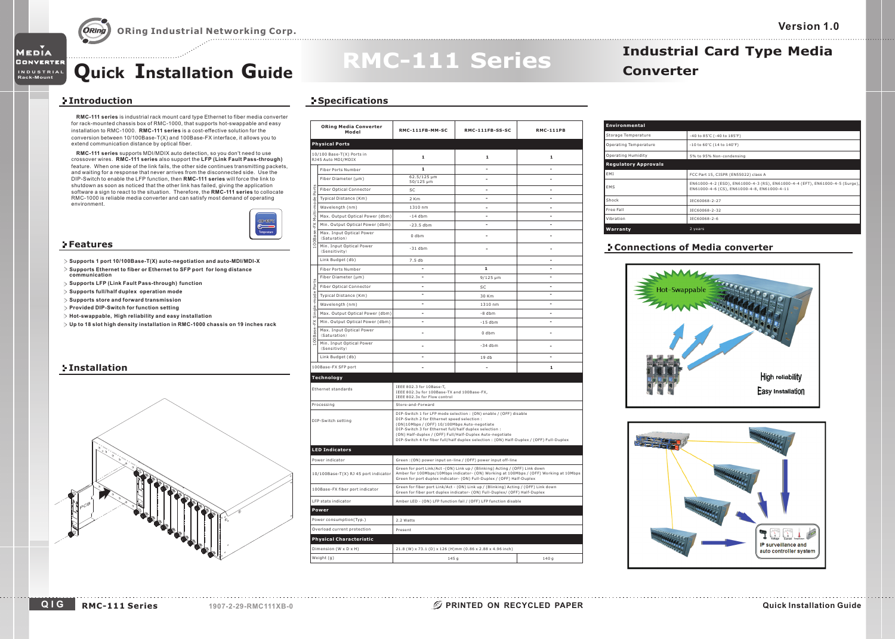# Quick Installation Guide

**RMC-111 Series**

**Industrial Card Type Media Converter**

Version 1.0

## Introduction

**RMC-111 series** is industrial rack mount card type Ethernet to fiber media converter for rack-mounted chassis box of RMC-1000, that supports hot-swappable and easy installation to RMC-1000. **RMC-111 series** is a cost-effective solution for the conversion between 10/100Base-T(X) and 100Base-FX interface, it allows you to extend communication distance by optical fiber.

**RMC-111 series** supports MDI/MDIX auto detection, so you don't need to use crossover wires. **RMC-111 series** also support the **LFP (Link Fault Pass-through)** feature. When one side of the link fails, the other side continues transmitting packets, and waiting for a response that never arrives from the disconnected side. Use the DIP-Switch to enable the LFP function, then **RMC-111 series** will force the link to shutdown as soon as noticed that the other link has failed, giving the application software a sign to react to the situation. Therefore, the **RMC-111 series** to collocate RMC-1000 is reliable media converter and can satisfy most demand of operating environment.

## Features

- **Supports 1 port 10/100Base-T(X) auto-negotiation and auto-MDI/MDI-X**
- **Supports Ethernet to fiber or Ethernet to SFP port for long distance communication**
- **Supports LFP (Link Fault Pass-through) function**
- **Supports full/half duplex operation mode**
- **Supports store and forward transmission**
- **Provided DIP-Switch for function setting**
- **Hot-swappable, High reliability and easy installation**
- **Up to 18 slot high density installation in RMC-1000 chassis on 19 inches rack**

## Installation

## Specifications

| ORing Media Converter Model | | RMC-111FB-MM-SC | RMC-111FB-SS-SC | RMC-111PB |
|---|---|---|---|---|
| **Physical Ports** | | | | |
| 10/100 Base-T(X) Ports in RJ45 Auto MDI/MDIX | | 1 | 1 | 1 |
| 100Base-FX Multi-mode Ports | Fiber Ports Number | 1 | - | - |
| | Fiber Diameter (μm) | 62.5/125 μm 50/125 μm | - | - |
| | Fiber Optical Connector | SC | - | - |
| | Typical Distance (Km) | 2 Km | - | - |
| | Wavelength (nm) | 1310 nm | - | - |
| | Max. Output Optical Power (dbm) | -14 dbm | - | - |
| | Min. Output Optical Power (dbm) | -23.5 dbm | - | - |
| | Max. Input Optical Power (Saturation) | 0 dbm | - | - |
| | Min. Input Optical Power (Sensitivity) | -31 dbm | - | - |
| | Link Budget (db) | 7.5 db | | - |
| 100Base-FX Single-mode Ports | Fiber Ports Number | - | 1 | - |
| | Fiber Diameter (μm) | - | 9/125 μm | - |
| | Fiber Optical Connector | - | SC | - |
| | Typical Distance (Km) | - | 30 Km | - |
| | Wavelength (nm) | - | 1310 nm | - |
| | Max. Output Optical Power (dbm) | - | -8 dbm | - |
| | Min. Output Optical Power (dbm) | - | -15 dbm | - |
| | Max. Input Optical Power (Saturation) | - | 0 dbm | - |
| | Min. Input Optical Power (Sensitivity) | - | -34 dbm | - |
| | Link Budget (db) | - | 19 db | - |
| 100Base-FX SFP port | | - | - | 1 |
| **Technology** | | | | |
| Ethernet standards | | IEEE 802.3 for 10Base-T, IEEE 802.3u for 100Base-TX and 100Base-FX, IEEE 802.3x for Flow control | | |
| Processing | | Store-and-Forward | | |
| DIP-Switch setting | | DIP-Switch 1 for LFP mode selection : (ON) enable / (OFF) disable<br>DIP-Switch 2 for Ethernet speed selection : (ON)10Mbps / (OFF) 10/100Mbps Auto-negotiate<br>DIP-Switch 3 for Ethernet full/half duplex selection : (ON) Half-duplex / (OFF) Full/Half-Duplex Auto-negotiate<br>DIP-Switch 4 for fiber full/half duplex selection : (ON) Half-Duplex / (OFF) Full-Duplex | | |
| **LED Indicators** | | | | |
| Power indicator | | Green :(ON) power input on-line / (OFF) power input off-line | | |
| 10/100Base-T(X) RJ 45 port indicator | | Green for port Link/Act -(ON) Link up / (Blinking) Acting / (OFF) Link down<br>Amber for 100Mbps/10Mbps indicator- (ON) Working at 100Mbps / (OFF) Working at 10Mbps<br>Green for port duplex indicator- (ON) Full-Duplex / (OFF) Half-Duplex | | |
| 100Base-FX fiber port indicator | | Green for fiber port Link/Act - (ON) Link up / (Blinking) Acting / (OFF) Link down<br>Green for fiber port duplex indicator- (ON) Full-Duplex/ (OFF) Half-Duplex | | |
| LFP stats indicator | | Amber LED - (ON) LFP function fail / (OFF) LFP function disable | | |
| **Power** | | | | |
| Power consumption(Typ.) | | 2.2 Watts | | |
| Overload current protection | | Present | | |
| **Physical Characteristic** | | | | |
| Dimension (W x D x H) | | 21.8 (W) x 73.1 (D) x 126 (H)mm (0.86 x 2.88 x 4.96 inch) | | |
| Weight (g) | | 145 g | | 140 g |

| **Environmental** | |
|---|---|
| Storage Temperature | -40 to 85°C (-40 to 185°F) |
| Operating Temperature | -10 to 60°C (14 to 140°F) |
| Operating Humidity | 5% to 95% Non-condensing |
| **Regulatory Approvals** | |
| EMI | FCC Part 15, CISPR (EN55022) class A |
| EMS | EN61000-4-2 (ESD), EN61000-4-3 (RS), EN61000-4-4 (EFT), EN61000-4-5 (Surge), EN61000-4-6 (CS), EN61000-4-8, EN61000-4-11 |
| Shock | IEC60068-2-27 |
| Free Fall | IEC60068-2-32 |
| Vibration | IEC60068-2-6 |
| **Warranty** | 2 years |

## Connections of Media converter

Hot-Swappable

High reliability

Easy Installation

IP surveillance and auto controller system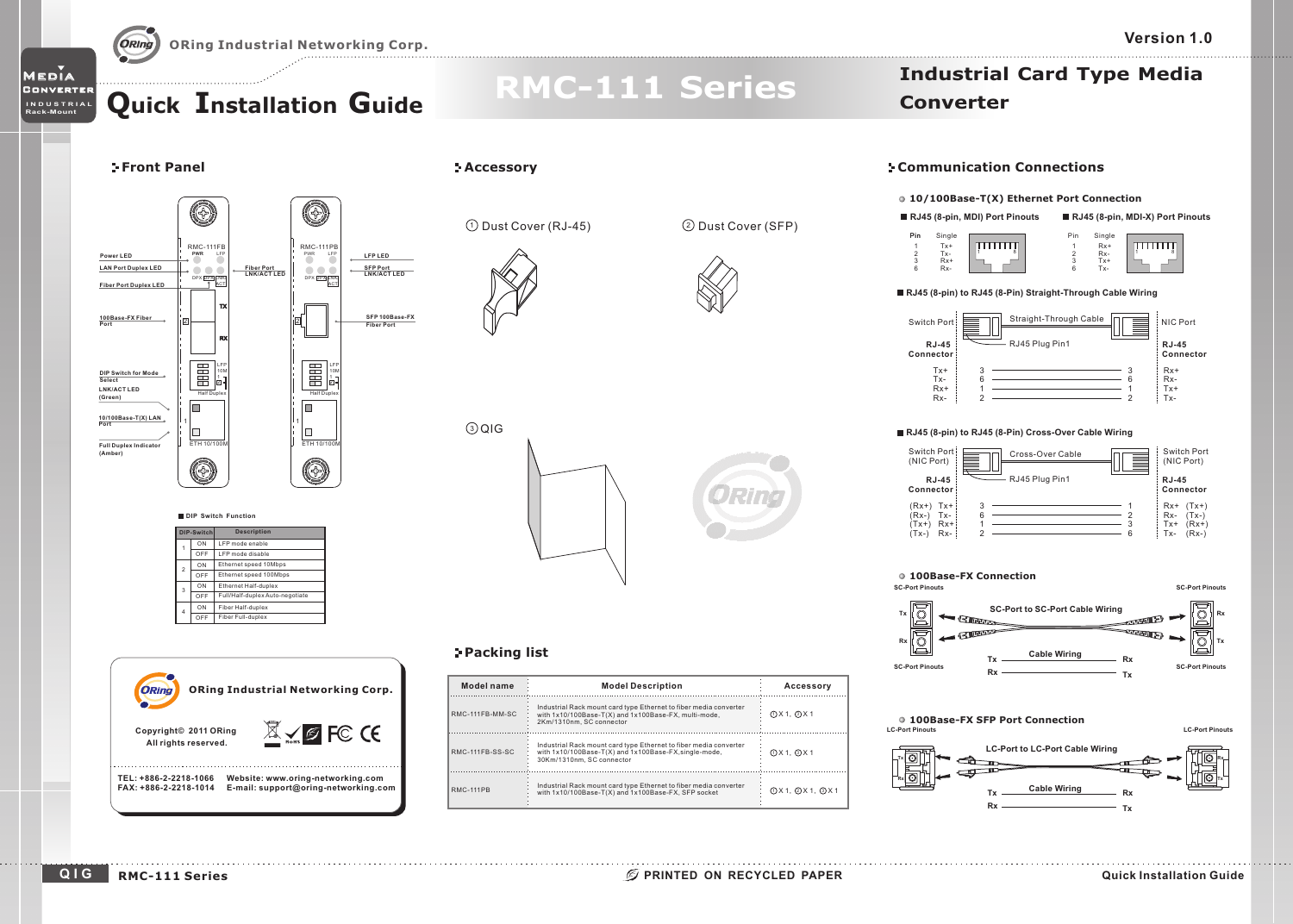# Quick Installation Guide

## RMC-111 Series

## Industrial Card Type Media Converter

Version 1.0

ORing Industrial Networking Corp.

## Front Panel

RMC-111FB

RMC-111PB

Power LED

LAN Port Duplex LED

Fiber Port Duplex LED

Fiber Port LNK/ACT LED

LFP LED

SFP Port LNK/ACT LED

100Base-FX Fiber Port

SFP 100Base-FX Fiber Port

DIP Switch for Mode Select

LNK/ACT LED (Green)

10/100Base-T(X) LAN Port

Full Duplex Indicator (Amber)

### DIP Switch Function

| DIP-Switch | | Description |
|---|---|---|
| 1 | ON | LFP mode enable |
| | OFF | LFP mode disable |
| 2 | ON | Ethernet speed 10Mbps |
| | OFF | Ethernet speed 100Mbps |
| 3 | ON | Ethernet Half-duplex |
| | OFF | Full/Half-duplex Auto-negotiate |
| 4 | ON | Fiber Half-duplex |
| | OFF | Fiber Full-duplex |

ORing Industrial Networking Corp.

Copyright© 2011 ORing
All rights reserved.

TEL: +886-2-2218-1066 Website: www.oring-networking.com
FAX: +886-2-2218-1014 E-mail: support@oring-networking.com

## Accessory

① Dust Cover (RJ-45)

② Dust Cover (SFP)

③ QIG

## Packing list

| Model name | Model Description | Accessory |
|---|---|---|
| RMC-111FB-MM-SC | Industrial Rack mount card type Ethernet to fiber media converter with 1x10/100Base-T(X) and 1x100Base-FX, multi-mode, 2Km/1310nm, SC connector | ① X 1, ③ X 1 |
| RMC-111FB-SS-SC | Industrial Rack mount card type Ethernet to fiber media converter with 1x10/100Base-T(X) and 1x100Base-FX,single-mode, 30Km/1310nm, SC connector | ① X 1, ③ X 1 |
| RMC-111PB | Industrial Rack mount card type Ethernet to fiber media converter with 1x10/100Base-T(X) and 1x100Base-FX, SFP socket | ① X 1, ② X 1, ③ X 1 |

## Communication Connections

### 10/100Base-T(X) Ethernet Port Connection

**RJ45 (8-pin, MDI) Port Pinouts**

| Pin | Single |
|---|---|
| 1 | Tx+ |
| 2 | Tx- |
| 3 | Rx+ |
| 6 | Rx- |

**RJ45 (8-pin, MDI-X) Port Pinouts**

| Pin | Single |
|---|---|
| 1 | Rx+ |
| 2 | Rx- |
| 3 | Tx+ |
| 6 | Tx- |

**RJ45 (8-pin) to RJ45 (8-Pin) Straight-Through Cable Wiring**

Switch Port — Straight-Through Cable — NIC Port

RJ45 Plug Pin1

| RJ-45 Connector | | | RJ-45 Connector |
|---|---|---|---|
| Tx+ | 3 | 3 | Rx+ |
| Tx- | 6 | 6 | Rx- |
| Rx+ | 1 | 1 | Tx+ |
| Rx- | 2 | 2 | Tx- |

**RJ45 (8-pin) to RJ45 (8-Pin) Cross-Over Cable Wiring**

Switch Port (NIC Port) — Cross-Over Cable — Switch Port (NIC Port)

RJ45 Plug Pin1

| RJ-45 Connector | | | RJ-45 Connector |
|---|---|---|---|
| (Rx+) Tx+ | 3 | 1 | Rx+ (Tx+) |
| (Rx-) Tx- | 6 | 2 | Rx- (Tx-) |
| (Tx+) Rx+ | 1 | 3 | Tx+ (Rx+) |
| (Tx-) Rx- | 2 | 6 | Tx- (Rx-) |

### 100Base-FX Connection

SC-Port Pinouts

SC-Port to SC-Port Cable Wiring

Cable Wiring

Tx — Rx

Rx — Tx

### 100Base-FX SFP Port Connection

LC-Port Pinouts

LC-Port to LC-Port Cable Wiring

Cable Wiring

Tx — Rx

Rx — Tx

PRINTED ON RECYCLED PAPER